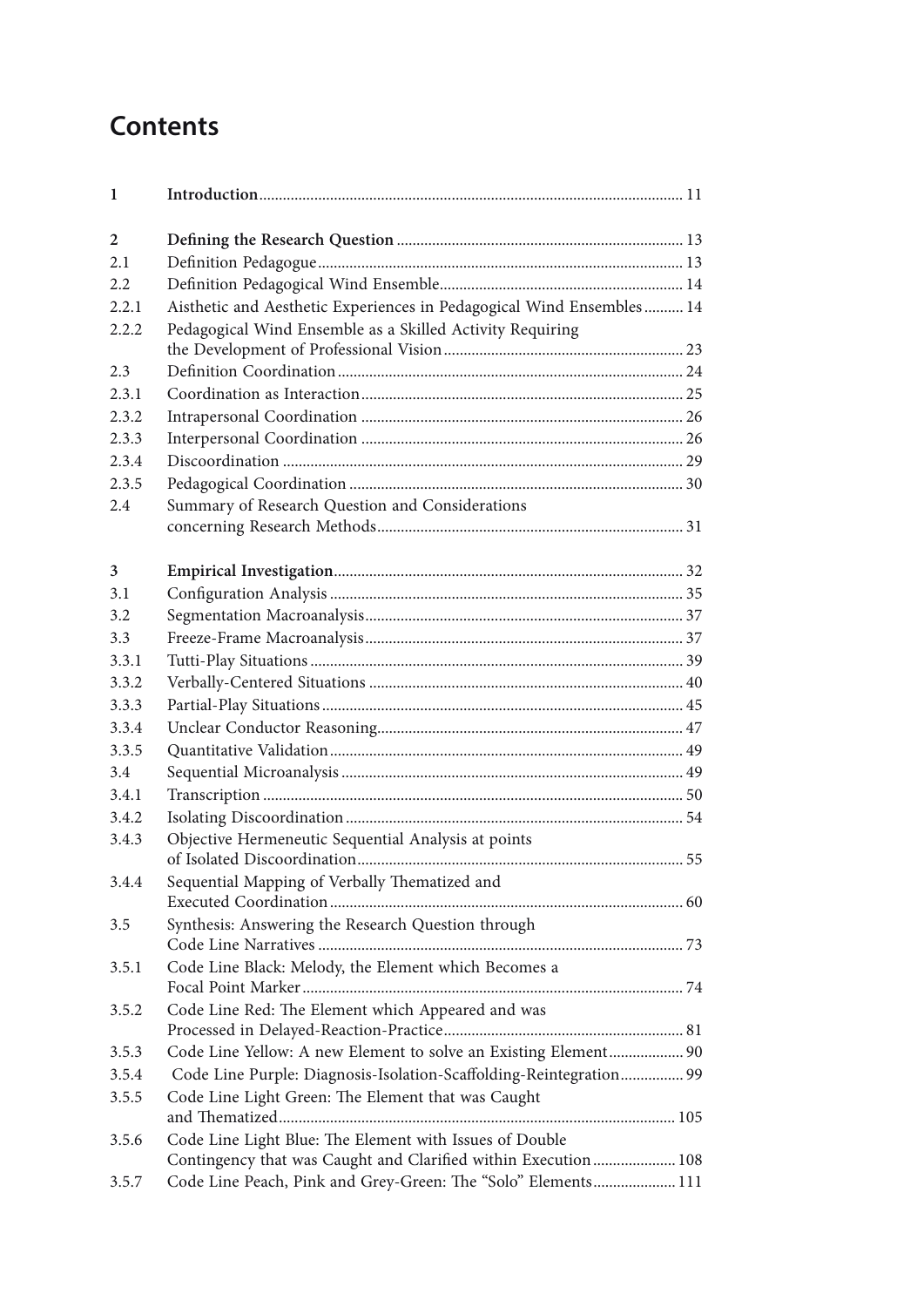# Contents

| | | |
|---|---|---|
| **1** | **Introduction** | 11 |
| **2** | **Defining the Research Question** | 13 |
| 2.1 | Definition Pedagogue | 13 |
| 2.2 | Definition Pedagogical Wind Ensemble | 14 |
| 2.2.1 | Aisthetic and Aesthetic Experiences in Pedagogical Wind Ensembles | 14 |
| 2.2.2 | Pedagogical Wind Ensemble as a Skilled Activity Requiring the Development of Professional Vision | 23 |
| 2.3 | Definition Coordination | 24 |
| 2.3.1 | Coordination as Interaction | 25 |
| 2.3.2 | Intrapersonal Coordination | 26 |
| 2.3.3 | Interpersonal Coordination | 26 |
| 2.3.4 | Discoordination | 29 |
| 2.3.5 | Pedagogical Coordination | 30 |
| 2.4 | Summary of Research Question and Considerations concerning Research Methods | 31 |
| **3** | **Empirical Investigation** | 32 |
| 3.1 | Configuration Analysis | 35 |
| 3.2 | Segmentation Macroanalysis | 37 |
| 3.3 | Freeze-Frame Macroanalysis | 37 |
| 3.3.1 | Tutti-Play Situations | 39 |
| 3.3.2 | Verbally-Centered Situations | 40 |
| 3.3.3 | Partial-Play Situations | 45 |
| 3.3.4 | Unclear Conductor Reasoning | 47 |
| 3.3.5 | Quantitative Validation | 49 |
| 3.4 | Sequential Microanalysis | 49 |
| 3.4.1 | Transcription | 50 |
| 3.4.2 | Isolating Discoordination | 54 |
| 3.4.3 | Objective Hermeneutic Sequential Analysis at points of Isolated Discoordination | 55 |
| 3.4.4 | Sequential Mapping of Verbally Thematized and Executed Coordination | 60 |
| 3.5 | Synthesis: Answering the Research Question through Code Line Narratives | 73 |
| 3.5.1 | Code Line Black: Melody, the Element which Becomes a Focal Point Marker | 74 |
| 3.5.2 | Code Line Red: The Element which Appeared and was Processed in Delayed-Reaction-Practice | 81 |
| 3.5.3 | Code Line Yellow: A new Element to solve an Existing Element | 90 |
| 3.5.4 | Code Line Purple: Diagnosis-Isolation-Scaffolding-Reintegration | 99 |
| 3.5.5 | Code Line Light Green: The Element that was Caught and Thematized | 105 |
| 3.5.6 | Code Line Light Blue: The Element with Issues of Double Contingency that was Caught and Clarified within Execution | 108 |
| 3.5.7 | Code Line Peach, Pink and Grey-Green: The "Solo" Elements | 111 |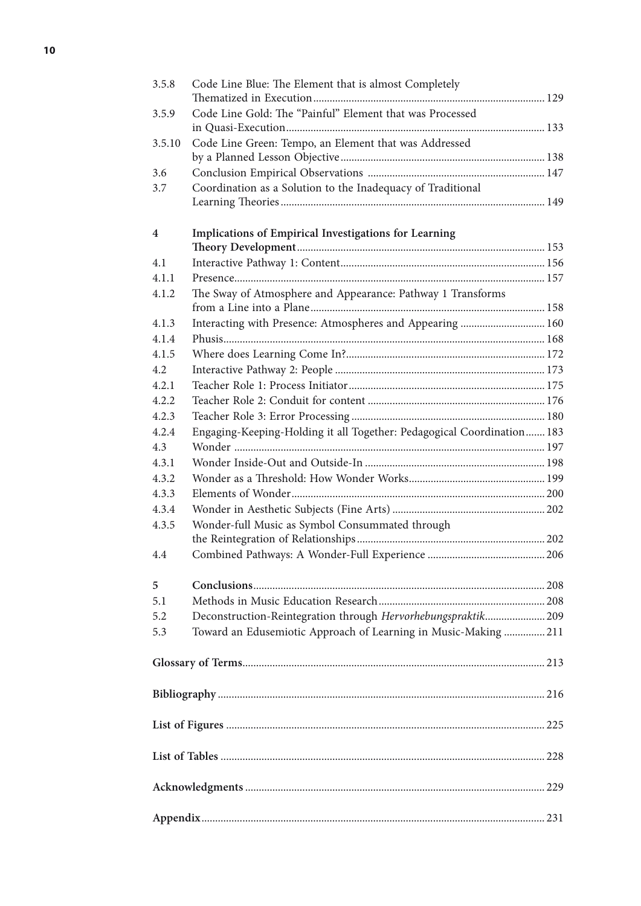3.5.8 Code Line Blue: The Element that is almost Completely Thematized in Execution ..... 129

3.5.9 Code Line Gold: The "Painful" Element that was Processed in Quasi-Execution ..... 133

3.5.10 Code Line Green: Tempo, an Element that was Addressed by a Planned Lesson Objective ..... 138

3.6 Conclusion Empirical Observations ..... 147

3.7 Coordination as a Solution to the Inadequacy of Traditional Learning Theories ..... 149

**4 Implications of Empirical Investigations for Learning Theory Development ..... 153**

4.1 Interactive Pathway 1: Content ..... 156

4.1.1 Presence ..... 157

4.1.2 The Sway of Atmosphere and Appearance: Pathway 1 Transforms from a Line into a Plane ..... 158

4.1.3 Interacting with Presence: Atmospheres and Appearing ..... 160

4.1.4 Phusis ..... 168

4.1.5 Where does Learning Come In? ..... 172

4.2 Interactive Pathway 2: People ..... 173

4.2.1 Teacher Role 1: Process Initiator ..... 175

4.2.2 Teacher Role 2: Conduit for content ..... 176

4.2.3 Teacher Role 3: Error Processing ..... 180

4.2.4 Engaging-Keeping-Holding it all Together: Pedagogical Coordination ..... 183

4.3 Wonder ..... 197

4.3.1 Wonder Inside-Out and Outside-In ..... 198

4.3.2 Wonder as a Threshold: How Wonder Works ..... 199

4.3.3 Elements of Wonder ..... 200

4.3.4 Wonder in Aesthetic Subjects (Fine Arts) ..... 202

4.3.5 Wonder-full Music as Symbol Consummated through the Reintegration of Relationships ..... 202

4.4 Combined Pathways: A Wonder-Full Experience ..... 206

**5 Conclusions ..... 208**

5.1 Methods in Music Education Research ..... 208

5.2 Deconstruction-Reintegration through *Hervorhebungspraktik* ..... 209

5.3 Toward an Edusemiotic Approach of Learning in Music-Making ..... 211

**Glossary of Terms ..... 213**

**Bibliography ..... 216**

**List of Figures ..... 225**

**List of Tables ..... 228**

**Acknowledgments ..... 229**

**Appendix ..... 231**